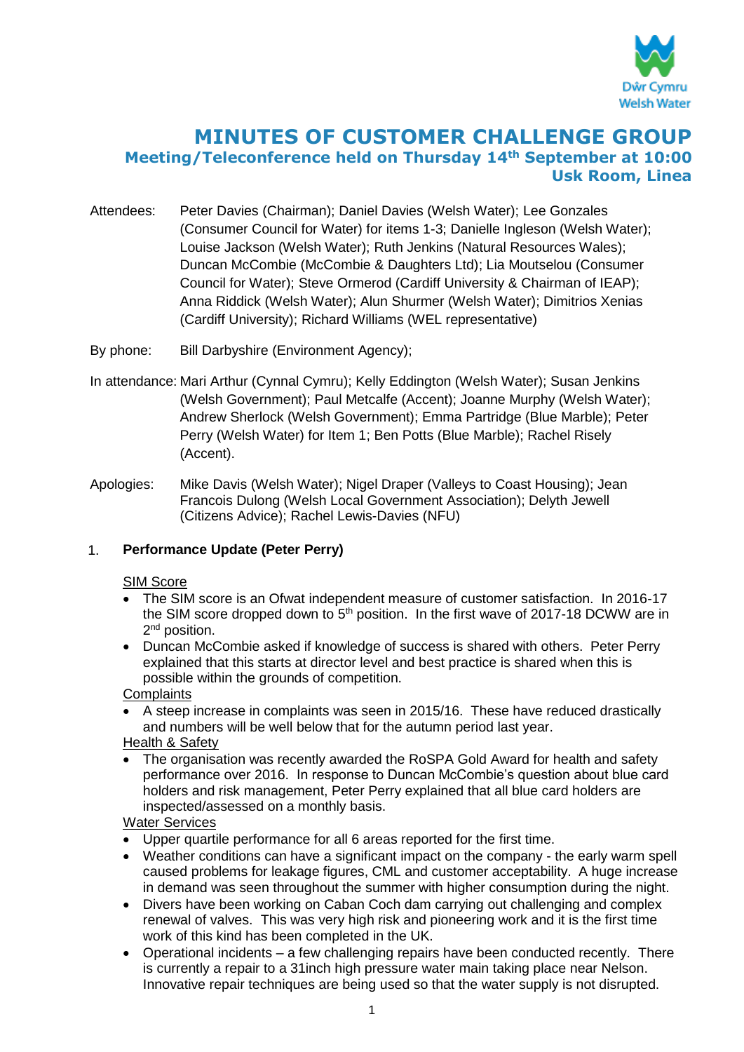# MINUTES OF CUSTOMER CHALLENGE GROUP

## Meeting/Teleconference held on Thursday 14th September at 10:00
## Usk Room, Linea

Attendees: Peter Davies (Chairman); Daniel Davies (Welsh Water); Lee Gonzales (Consumer Council for Water) for items 1-3; Danielle Ingleson (Welsh Water); Louise Jackson (Welsh Water); Ruth Jenkins (Natural Resources Wales); Duncan McCombie (McCombie & Daughters Ltd); Lia Moutselou (Consumer Council for Water); Steve Ormerod (Cardiff University & Chairman of IEAP); Anna Riddick (Welsh Water); Alun Shurmer (Welsh Water); Dimitrios Xenias (Cardiff University); Richard Williams (WEL representative)

By phone: Bill Darbyshire (Environment Agency);

In attendance: Mari Arthur (Cynnal Cymru); Kelly Eddington (Welsh Water); Susan Jenkins (Welsh Government); Paul Metcalfe (Accent); Joanne Murphy (Welsh Water); Andrew Sherlock (Welsh Government); Emma Partridge (Blue Marble); Peter Perry (Welsh Water) for Item 1; Ben Potts (Blue Marble); Rachel Risely (Accent).

Apologies: Mike Davis (Welsh Water); Nigel Draper (Valleys to Coast Housing); Jean Francois Dulong (Welsh Local Government Association); Delyth Jewell (Citizens Advice); Rachel Lewis-Davies (NFU)

1. **Performance Update (Peter Perry)**

SIM Score

- The SIM score is an Ofwat independent measure of customer satisfaction. In 2016-17 the SIM score dropped down to 5th position. In the first wave of 2017-18 DCWW are in 2nd position.
- Duncan McCombie asked if knowledge of success is shared with others. Peter Perry explained that this starts at director level and best practice is shared when this is possible within the grounds of competition.

Complaints

- A steep increase in complaints was seen in 2015/16. These have reduced drastically and numbers will be well below that for the autumn period last year.

Health & Safety

- The organisation was recently awarded the RoSPA Gold Award for health and safety performance over 2016. In response to Duncan McCombie's question about blue card holders and risk management, Peter Perry explained that all blue card holders are inspected/assessed on a monthly basis.

Water Services

- Upper quartile performance for all 6 areas reported for the first time.
- Weather conditions can have a significant impact on the company - the early warm spell caused problems for leakage figures, CML and customer acceptability. A huge increase in demand was seen throughout the summer with higher consumption during the night.
- Divers have been working on Caban Coch dam carrying out challenging and complex renewal of valves. This was very high risk and pioneering work and it is the first time work of this kind has been completed in the UK.
- Operational incidents – a few challenging repairs have been conducted recently. There is currently a repair to a 31inch high pressure water main taking place near Nelson. Innovative repair techniques are being used so that the water supply is not disrupted.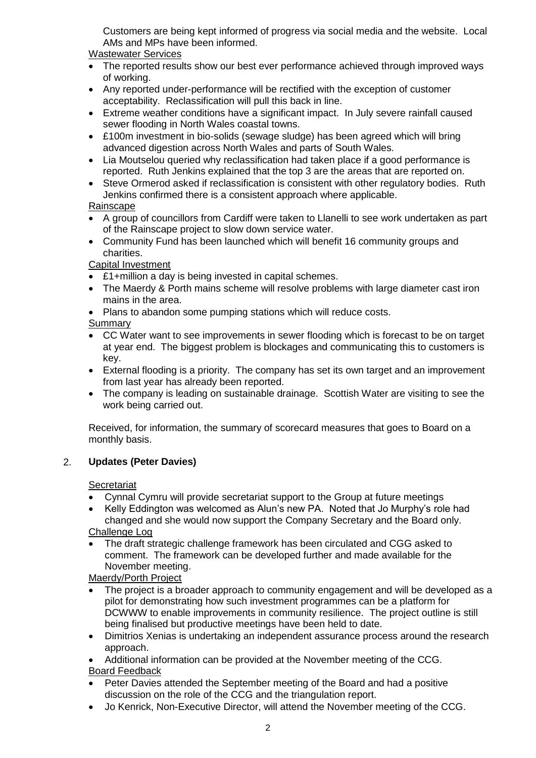Customers are being kept informed of progress via social media and the website. Local AMs and MPs have been informed.

Wastewater Services

- The reported results show our best ever performance achieved through improved ways of working.
- Any reported under-performance will be rectified with the exception of customer acceptability. Reclassification will pull this back in line.
- Extreme weather conditions have a significant impact. In July severe rainfall caused sewer flooding in North Wales coastal towns.
- £100m investment in bio-solids (sewage sludge) has been agreed which will bring advanced digestion across North Wales and parts of South Wales.
- Lia Moutselou queried why reclassification had taken place if a good performance is reported. Ruth Jenkins explained that the top 3 are the areas that are reported on.
- Steve Ormerod asked if reclassification is consistent with other regulatory bodies. Ruth Jenkins confirmed there is a consistent approach where applicable.

Rainscape

- A group of councillors from Cardiff were taken to Llanelli to see work undertaken as part of the Rainscape project to slow down service water.
- Community Fund has been launched which will benefit 16 community groups and charities.

Capital Investment

- £1+million a day is being invested in capital schemes.
- The Maerdy & Porth mains scheme will resolve problems with large diameter cast iron mains in the area.
- Plans to abandon some pumping stations which will reduce costs.

Summary

- CC Water want to see improvements in sewer flooding which is forecast to be on target at year end. The biggest problem is blockages and communicating this to customers is key.
- External flooding is a priority. The company has set its own target and an improvement from last year has already been reported.
- The company is leading on sustainable drainage. Scottish Water are visiting to see the work being carried out.

Received, for information, the summary of scorecard measures that goes to Board on a monthly basis.

2. **Updates (Peter Davies)**

Secretariat

- Cynnal Cymru will provide secretariat support to the Group at future meetings
- Kelly Eddington was welcomed as Alun's new PA. Noted that Jo Murphy's role had changed and she would now support the Company Secretary and the Board only.

Challenge Log

- The draft strategic challenge framework has been circulated and CGG asked to comment. The framework can be developed further and made available for the November meeting.

Maerdy/Porth Project

- The project is a broader approach to community engagement and will be developed as a pilot for demonstrating how such investment programmes can be a platform for DCWWW to enable improvements in community resilience. The project outline is still being finalised but productive meetings have been held to date.
- Dimitrios Xenias is undertaking an independent assurance process around the research approach.
- Additional information can be provided at the November meeting of the CCG.

Board Feedback

- Peter Davies attended the September meeting of the Board and had a positive discussion on the role of the CCG and the triangulation report.
- Jo Kenrick, Non-Executive Director, will attend the November meeting of the CCG.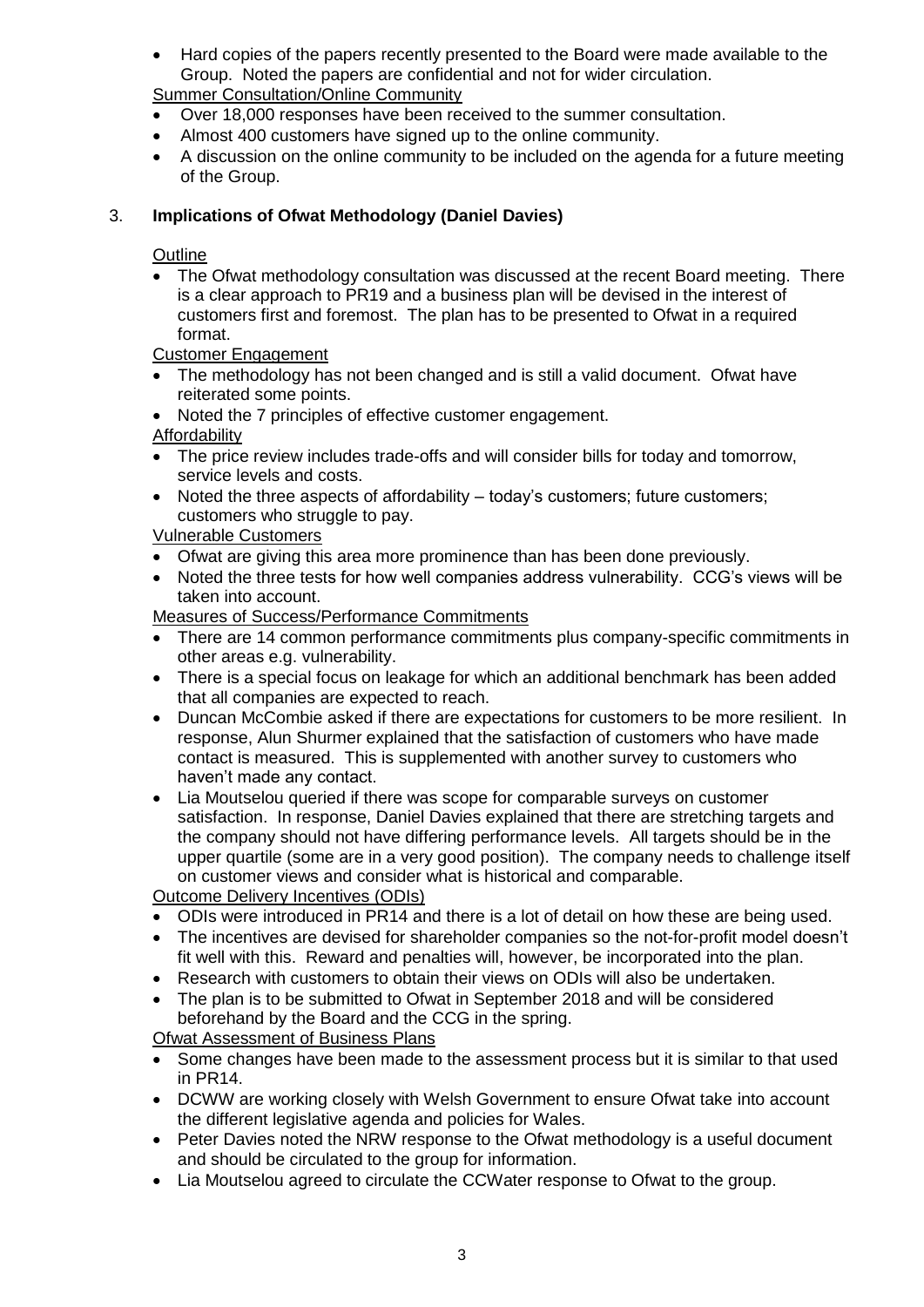- Hard copies of the papers recently presented to the Board were made available to the Group. Noted the papers are confidential and not for wider circulation.

Summer Consultation/Online Community

- Over 18,000 responses have been received to the summer consultation.
- Almost 400 customers have signed up to the online community.
- A discussion on the online community to be included on the agenda for a future meeting of the Group.

3. **Implications of Ofwat Methodology (Daniel Davies)**

Outline

- The Ofwat methodology consultation was discussed at the recent Board meeting. There is a clear approach to PR19 and a business plan will be devised in the interest of customers first and foremost. The plan has to be presented to Ofwat in a required format.

Customer Engagement

- The methodology has not been changed and is still a valid document. Ofwat have reiterated some points.
- Noted the 7 principles of effective customer engagement.

Affordability

- The price review includes trade-offs and will consider bills for today and tomorrow, service levels and costs.
- Noted the three aspects of affordability – today's customers; future customers; customers who struggle to pay.

Vulnerable Customers

- Ofwat are giving this area more prominence than has been done previously.
- Noted the three tests for how well companies address vulnerability. CCG's views will be taken into account.

Measures of Success/Performance Commitments

- There are 14 common performance commitments plus company-specific commitments in other areas e.g. vulnerability.
- There is a special focus on leakage for which an additional benchmark has been added that all companies are expected to reach.
- Duncan McCombie asked if there are expectations for customers to be more resilient. In response, Alun Shurmer explained that the satisfaction of customers who have made contact is measured. This is supplemented with another survey to customers who haven't made any contact.
- Lia Moutselou queried if there was scope for comparable surveys on customer satisfaction. In response, Daniel Davies explained that there are stretching targets and the company should not have differing performance levels. All targets should be in the upper quartile (some are in a very good position). The company needs to challenge itself on customer views and consider what is historical and comparable.

Outcome Delivery Incentives (ODIs)

- ODIs were introduced in PR14 and there is a lot of detail on how these are being used.
- The incentives are devised for shareholder companies so the not-for-profit model doesn't fit well with this. Reward and penalties will, however, be incorporated into the plan.
- Research with customers to obtain their views on ODIs will also be undertaken.
- The plan is to be submitted to Ofwat in September 2018 and will be considered beforehand by the Board and the CCG in the spring.

Ofwat Assessment of Business Plans

- Some changes have been made to the assessment process but it is similar to that used in PR14.
- DCWW are working closely with Welsh Government to ensure Ofwat take into account the different legislative agenda and policies for Wales.
- Peter Davies noted the NRW response to the Ofwat methodology is a useful document and should be circulated to the group for information.
- Lia Moutselou agreed to circulate the CCWater response to Ofwat to the group.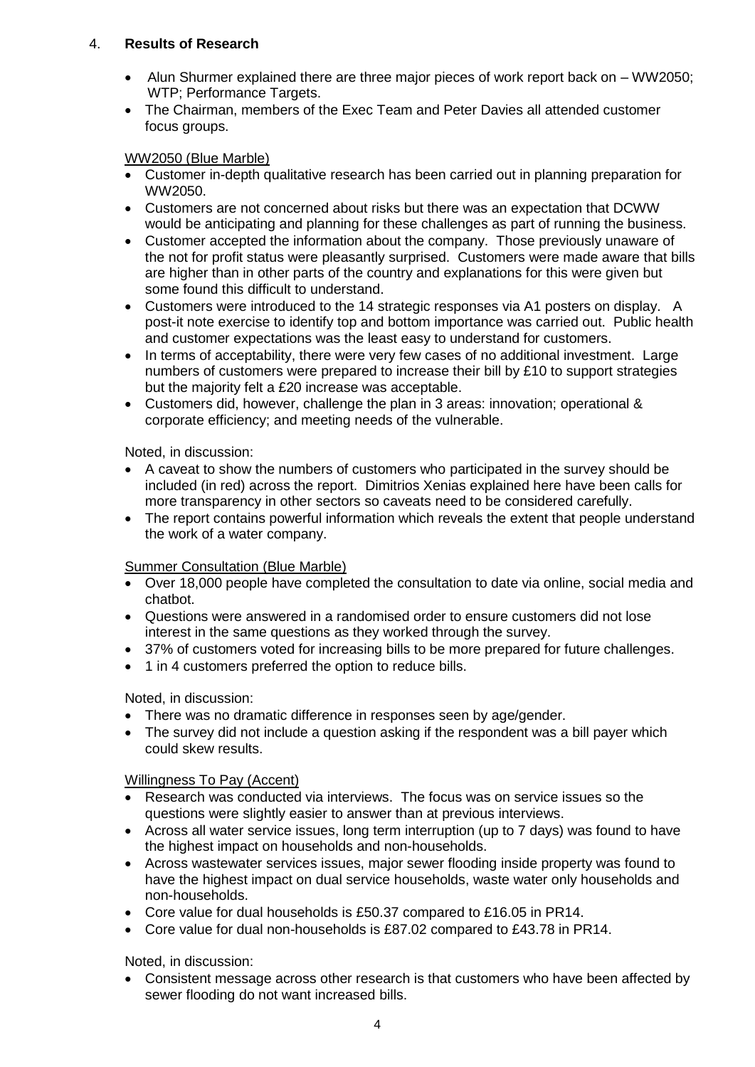4. **Results of Research**

- Alun Shurmer explained there are three major pieces of work report back on – WW2050; WTP; Performance Targets.
- The Chairman, members of the Exec Team and Peter Davies all attended customer focus groups.

WW2050 (Blue Marble)

- Customer in-depth qualitative research has been carried out in planning preparation for WW2050.
- Customers are not concerned about risks but there was an expectation that DCWW would be anticipating and planning for these challenges as part of running the business.
- Customer accepted the information about the company. Those previously unaware of the not for profit status were pleasantly surprised. Customers were made aware that bills are higher than in other parts of the country and explanations for this were given but some found this difficult to understand.
- Customers were introduced to the 14 strategic responses via A1 posters on display. A post-it note exercise to identify top and bottom importance was carried out. Public health and customer expectations was the least easy to understand for customers.
- In terms of acceptability, there were very few cases of no additional investment. Large numbers of customers were prepared to increase their bill by £10 to support strategies but the majority felt a £20 increase was acceptable.
- Customers did, however, challenge the plan in 3 areas: innovation; operational & corporate efficiency; and meeting needs of the vulnerable.

Noted, in discussion:

- A caveat to show the numbers of customers who participated in the survey should be included (in red) across the report. Dimitrios Xenias explained here have been calls for more transparency in other sectors so caveats need to be considered carefully.
- The report contains powerful information which reveals the extent that people understand the work of a water company.

Summer Consultation (Blue Marble)

- Over 18,000 people have completed the consultation to date via online, social media and chatbot.
- Questions were answered in a randomised order to ensure customers did not lose interest in the same questions as they worked through the survey.
- 37% of customers voted for increasing bills to be more prepared for future challenges.
- 1 in 4 customers preferred the option to reduce bills.

Noted, in discussion:

- There was no dramatic difference in responses seen by age/gender.
- The survey did not include a question asking if the respondent was a bill payer which could skew results.

Willingness To Pay (Accent)

- Research was conducted via interviews. The focus was on service issues so the questions were slightly easier to answer than at previous interviews.
- Across all water service issues, long term interruption (up to 7 days) was found to have the highest impact on households and non-households.
- Across wastewater services issues, major sewer flooding inside property was found to have the highest impact on dual service households, waste water only households and non-households.
- Core value for dual households is £50.37 compared to £16.05 in PR14.
- Core value for dual non-households is £87.02 compared to £43.78 in PR14.

Noted, in discussion:

- Consistent message across other research is that customers who have been affected by sewer flooding do not want increased bills.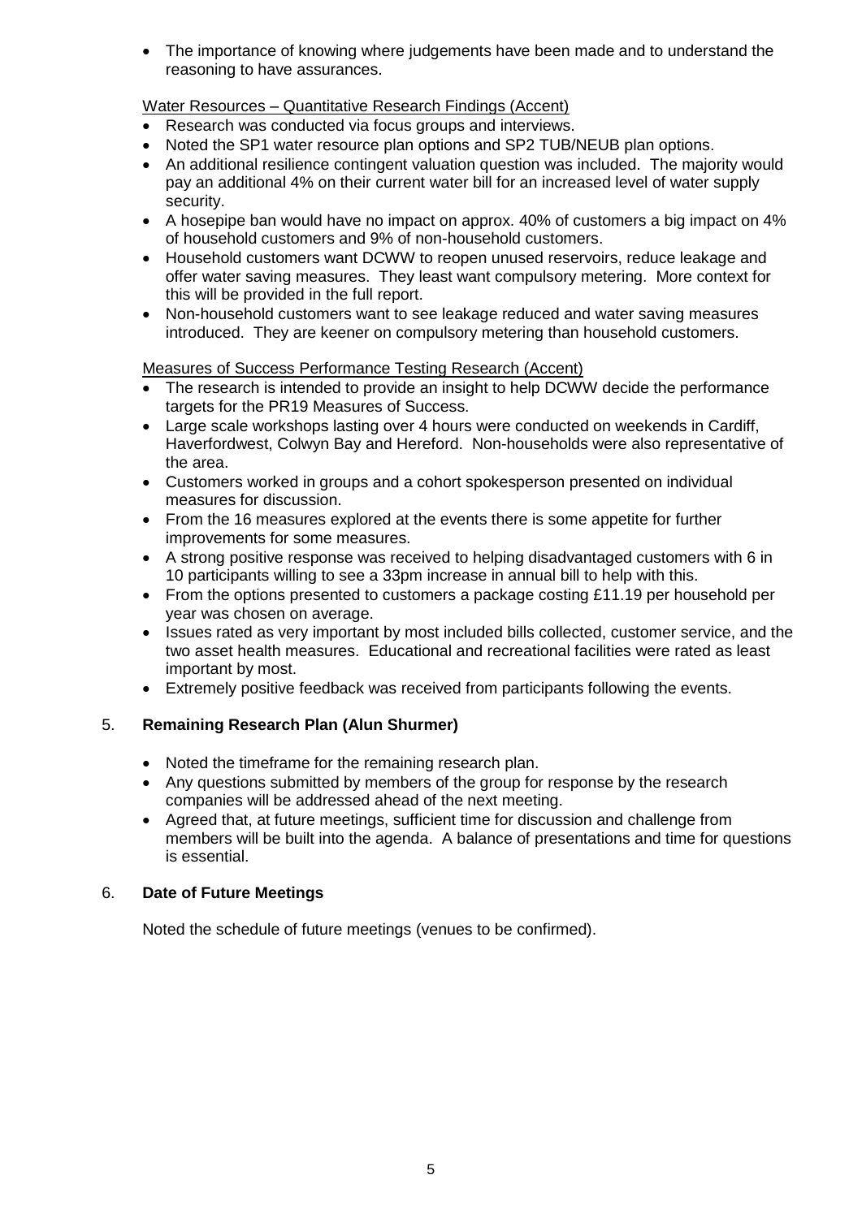- The importance of knowing where judgements have been made and to understand the reasoning to have assurances.

Water Resources – Quantitative Research Findings (Accent)

- Research was conducted via focus groups and interviews.
- Noted the SP1 water resource plan options and SP2 TUB/NEUB plan options.
- An additional resilience contingent valuation question was included. The majority would pay an additional 4% on their current water bill for an increased level of water supply security.
- A hosepipe ban would have no impact on approx. 40% of customers a big impact on 4% of household customers and 9% of non-household customers.
- Household customers want DCWW to reopen unused reservoirs, reduce leakage and offer water saving measures. They least want compulsory metering. More context for this will be provided in the full report.
- Non-household customers want to see leakage reduced and water saving measures introduced. They are keener on compulsory metering than household customers.

Measures of Success Performance Testing Research (Accent)

- The research is intended to provide an insight to help DCWW decide the performance targets for the PR19 Measures of Success.
- Large scale workshops lasting over 4 hours were conducted on weekends in Cardiff, Haverfordwest, Colwyn Bay and Hereford. Non-households were also representative of the area.
- Customers worked in groups and a cohort spokesperson presented on individual measures for discussion.
- From the 16 measures explored at the events there is some appetite for further improvements for some measures.
- A strong positive response was received to helping disadvantaged customers with 6 in 10 participants willing to see a 33pm increase in annual bill to help with this.
- From the options presented to customers a package costing £11.19 per household per year was chosen on average.
- Issues rated as very important by most included bills collected, customer service, and the two asset health measures. Educational and recreational facilities were rated as least important by most.
- Extremely positive feedback was received from participants following the events.

## 5. **Remaining Research Plan (Alun Shurmer)**

- Noted the timeframe for the remaining research plan.
- Any questions submitted by members of the group for response by the research companies will be addressed ahead of the next meeting.
- Agreed that, at future meetings, sufficient time for discussion and challenge from members will be built into the agenda. A balance of presentations and time for questions is essential.

## 6. **Date of Future Meetings**

Noted the schedule of future meetings (venues to be confirmed).